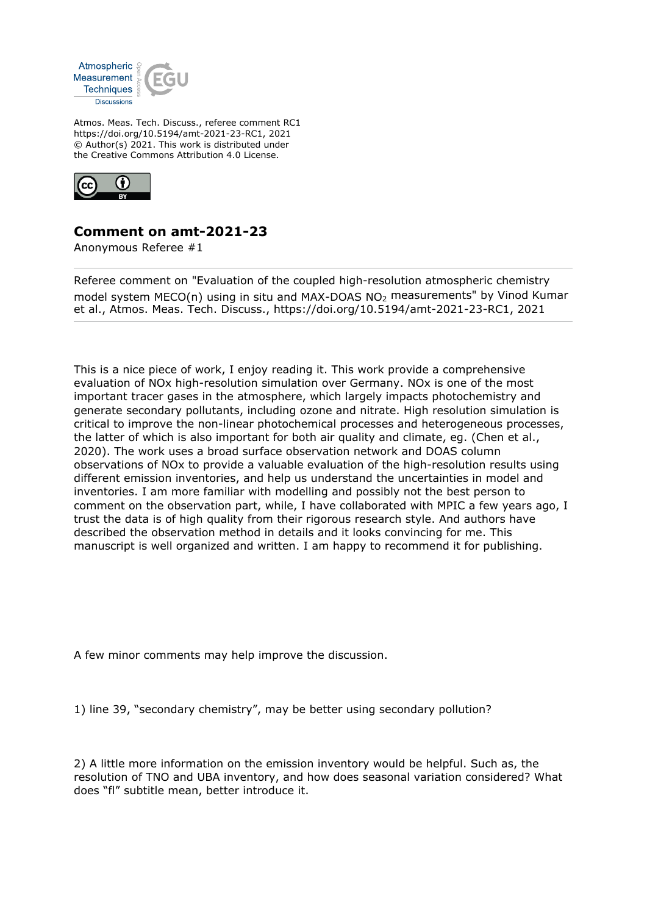Atmos. Meas. Tech. Discuss., referee comment RC1
https://doi.org/10.5194/amt-2021-23-RC1, 2021
© Author(s) 2021. This work is distributed under
the Creative Commons Attribution 4.0 License.

# Comment on amt-2021-23

Anonymous Referee #1

Referee comment on "Evaluation of the coupled high-resolution atmospheric chemistry model system MECO(n) using in situ and MAX-DOAS $NO_2$ measurements" by Vinod Kumar et al., Atmos. Meas. Tech. Discuss., https://doi.org/10.5194/amt-2021-23-RC1, 2021

This is a nice piece of work, I enjoy reading it. This work provide a comprehensive evaluation of NOx high-resolution simulation over Germany. NOx is one of the most important tracer gases in the atmosphere, which largely impacts photochemistry and generate secondary pollutants, including ozone and nitrate. High resolution simulation is critical to improve the non-linear photochemical processes and heterogeneous processes, the latter of which is also important for both air quality and climate, eg. (Chen et al., 2020). The work uses a broad surface observation network and DOAS column observations of NOx to provide a valuable evaluation of the high-resolution results using different emission inventories, and help us understand the uncertainties in model and inventories. I am more familiar with modelling and possibly not the best person to comment on the observation part, while, I have collaborated with MPIC a few years ago, I trust the data is of high quality from their rigorous research style. And authors have described the observation method in details and it looks convincing for me. This manuscript is well organized and written. I am happy to recommend it for publishing.

A few minor comments may help improve the discussion.

1) line 39, "secondary chemistry", may be better using secondary pollution?

2) A little more information on the emission inventory would be helpful. Such as, the resolution of TNO and UBA inventory, and how does seasonal variation considered? What does "fl" subtitle mean, better introduce it.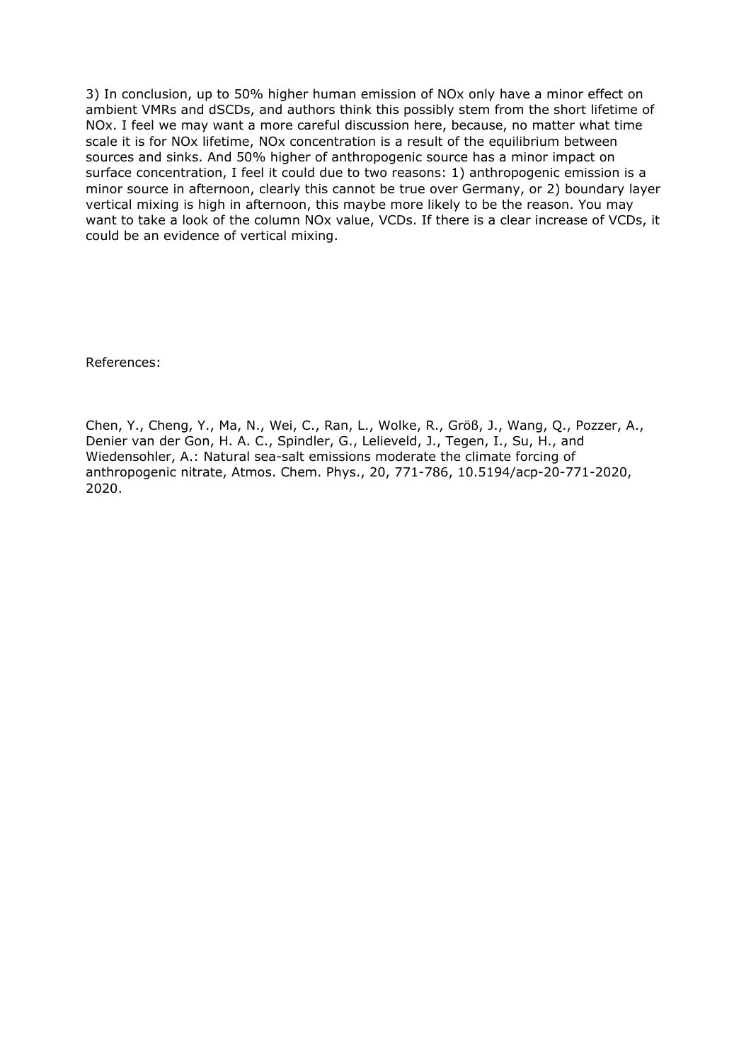3) In conclusion, up to 50% higher human emission of NOx only have a minor effect on ambient VMRs and dSCDs, and authors think this possibly stem from the short lifetime of NOx. I feel we may want a more careful discussion here, because, no matter what time scale it is for NOx lifetime, NOx concentration is a result of the equilibrium between sources and sinks. And 50% higher of anthropogenic source has a minor impact on surface concentration, I feel it could due to two reasons: 1) anthropogenic emission is a minor source in afternoon, clearly this cannot be true over Germany, or 2) boundary layer vertical mixing is high in afternoon, this maybe more likely to be the reason. You may want to take a look of the column NOx value, VCDs. If there is a clear increase of VCDs, it could be an evidence of vertical mixing.

References:

Chen, Y., Cheng, Y., Ma, N., Wei, C., Ran, L., Wolke, R., Größ, J., Wang, Q., Pozzer, A., Denier van der Gon, H. A. C., Spindler, G., Lelieveld, J., Tegen, I., Su, H., and Wiedensohler, A.: Natural sea-salt emissions moderate the climate forcing of anthropogenic nitrate, Atmos. Chem. Phys., 20, 771-786, 10.5194/acp-20-771-2020, 2020.